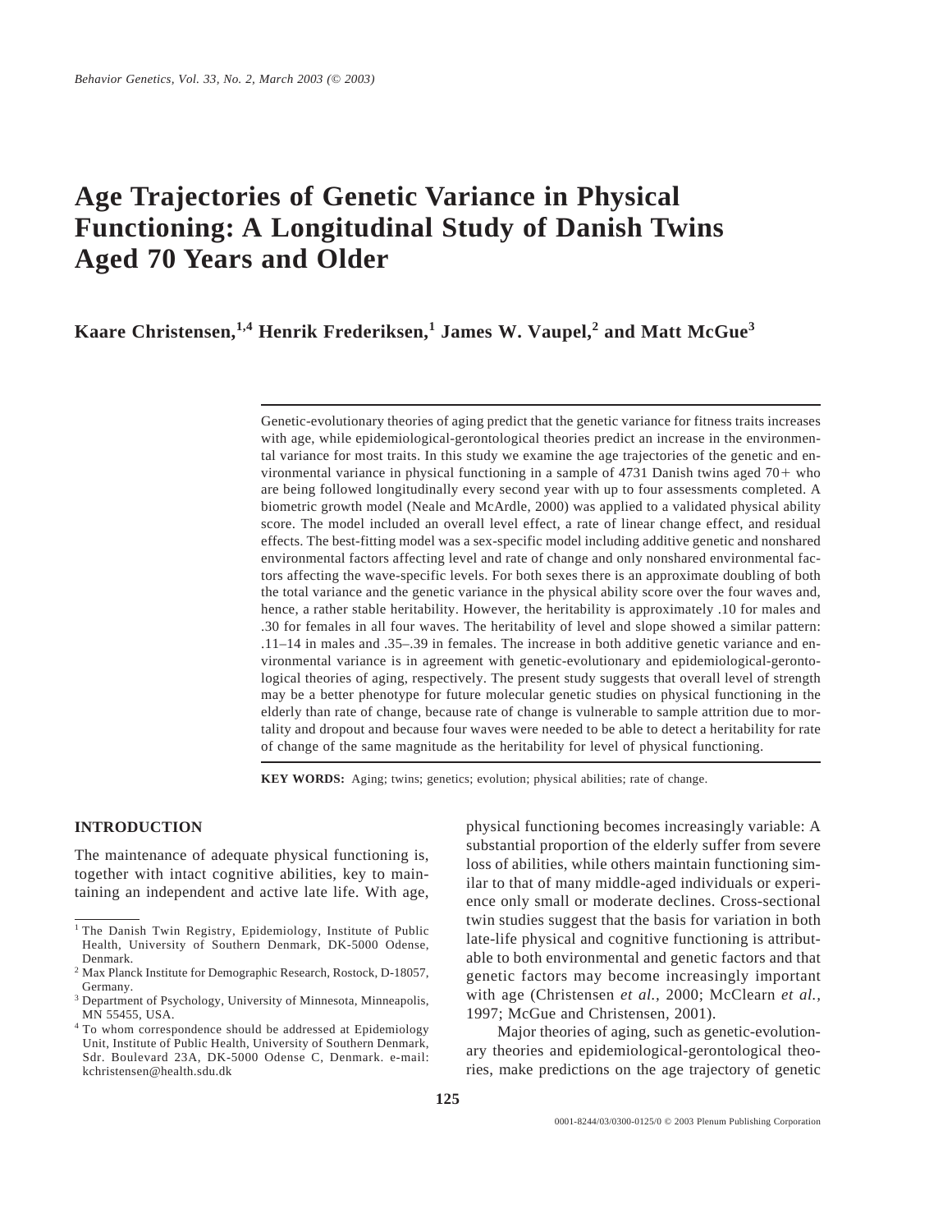# Age Trajectories of Genetic Variance in Physical Functioning: A Longitudinal Study of Danish Twins Aged 70 Years and Older

**Kaare Christensen,[1,4] Henrik Frederiksen,[1] James W. Vaupel,[2] and Matt McGue[3]**

Genetic-evolutionary theories of aging predict that the genetic variance for fitness traits increases with age, while epidemiological-gerontological theories predict an increase in the environmental variance for most traits. In this study we examine the age trajectories of the genetic and environmental variance in physical functioning in a sample of 4731 Danish twins aged 70+ who are being followed longitudinally every second year with up to four assessments completed. A biometric growth model (Neale and McArdle, 2000) was applied to a validated physical ability score. The model included an overall level effect, a rate of linear change effect, and residual effects. The best-fitting model was a sex-specific model including additive genetic and nonshared environmental factors affecting level and rate of change and only nonshared environmental factors affecting the wave-specific levels. For both sexes there is an approximate doubling of both the total variance and the genetic variance in the physical ability score over the four waves and, hence, a rather stable heritability. However, the heritability is approximately .10 for males and .30 for females in all four waves. The heritability of level and slope showed a similar pattern: .11–14 in males and .35–.39 in females. The increase in both additive genetic variance and environmental variance is in agreement with genetic-evolutionary and epidemiological-gerontological theories of aging, respectively. The present study suggests that overall level of strength may be a better phenotype for future molecular genetic studies on physical functioning in the elderly than rate of change, because rate of change is vulnerable to sample attrition due to mortality and dropout and because four waves were needed to be able to detect a heritability for rate of change of the same magnitude as the heritability for level of physical functioning.

**KEY WORDS:** Aging; twins; genetics; evolution; physical abilities; rate of change.

## INTRODUCTION

The maintenance of adequate physical functioning is, together with intact cognitive abilities, key to maintaining an independent and active late life. With age, physical functioning becomes increasingly variable: A substantial proportion of the elderly suffer from severe loss of abilities, while others maintain functioning similar to that of many middle-aged individuals or experience only small or moderate declines. Cross-sectional twin studies suggest that the basis for variation in both late-life physical and cognitive functioning is attributable to both environmental and genetic factors and that genetic factors may become increasingly important with age (Christensen *et al.*, 2000; McClearn *et al.*, 1997; McGue and Christensen, 2001).

Major theories of aging, such as genetic-evolutionary theories and epidemiological-gerontological theories, make predictions on the age trajectory of genetic

---

[1] The Danish Twin Registry, Epidemiology, Institute of Public Health, University of Southern Denmark, DK-5000 Odense, Denmark.

[2] Max Planck Institute for Demographic Research, Rostock, D-18057, Germany.

[3] Department of Psychology, University of Minnesota, Minneapolis, MN 55455, USA.

[4] To whom correspondence should be addressed at Epidemiology Unit, Institute of Public Health, University of Southern Denmark, Sdr. Boulevard 23A, DK-5000 Odense C, Denmark. e-mail: kchristensen@health.sdu.dk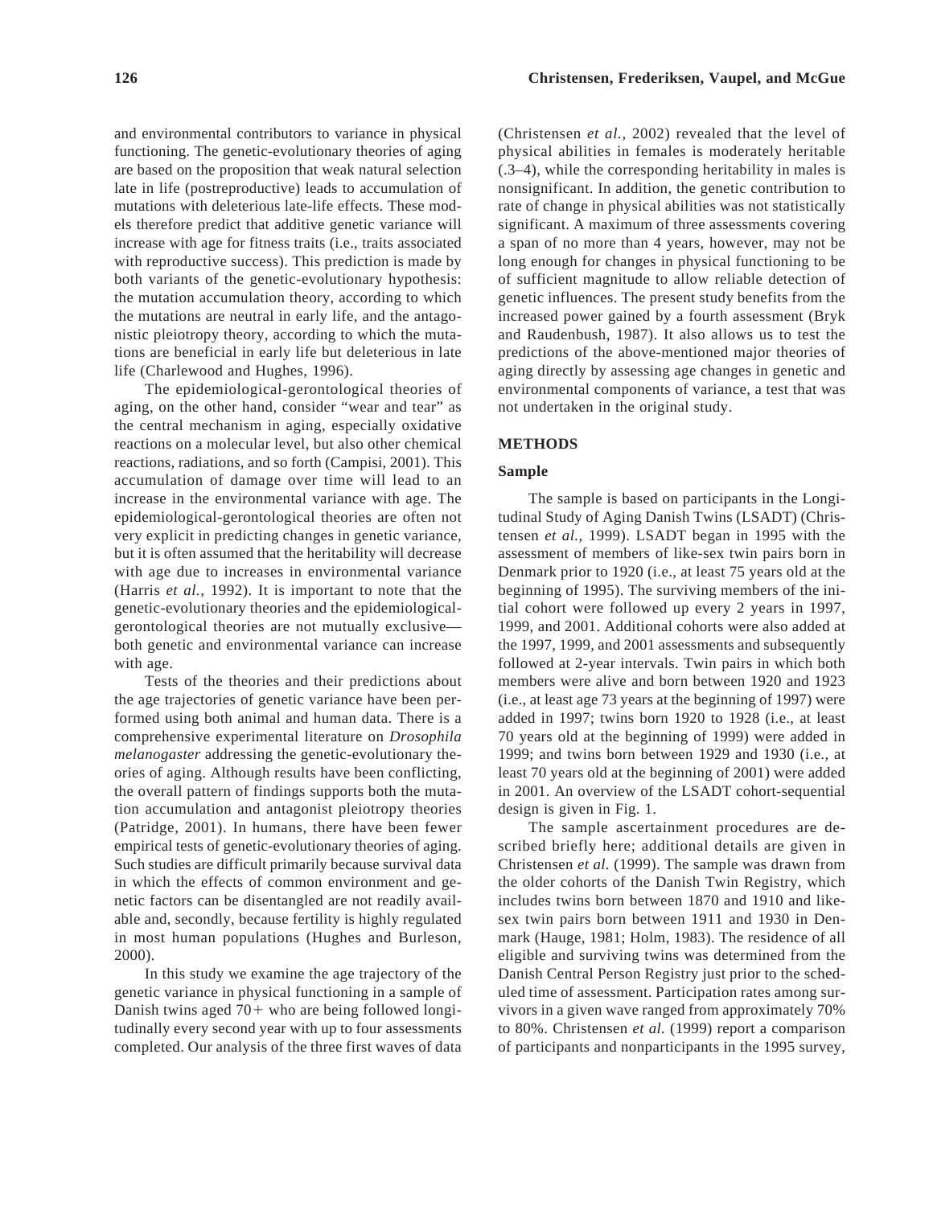and environmental contributors to variance in physical functioning. The genetic-evolutionary theories of aging are based on the proposition that weak natural selection late in life (postreproductive) leads to accumulation of mutations with deleterious late-life effects. These models therefore predict that additive genetic variance will increase with age for fitness traits (i.e., traits associated with reproductive success). This prediction is made by both variants of the genetic-evolutionary hypothesis: the mutation accumulation theory, according to which the mutations are neutral in early life, and the antagonistic pleiotropy theory, according to which the mutations are beneficial in early life but deleterious in late life (Charlewood and Hughes, 1996).

The epidemiological-gerontological theories of aging, on the other hand, consider "wear and tear" as the central mechanism in aging, especially oxidative reactions on a molecular level, but also other chemical reactions, radiations, and so forth (Campisi, 2001). This accumulation of damage over time will lead to an increase in the environmental variance with age. The epidemiological-gerontological theories are often not very explicit in predicting changes in genetic variance, but it is often assumed that the heritability will decrease with age due to increases in environmental variance (Harris *et al.,* 1992). It is important to note that the genetic-evolutionary theories and the epidemiological-gerontological theories are not mutually exclusive—both genetic and environmental variance can increase with age.

Tests of the theories and their predictions about the age trajectories of genetic variance have been performed using both animal and human data. There is a comprehensive experimental literature on *Drosophila melanogaster* addressing the genetic-evolutionary theories of aging. Although results have been conflicting, the overall pattern of findings supports both the mutation accumulation and antagonist pleiotropy theories (Patridge, 2001). In humans, there have been fewer empirical tests of genetic-evolutionary theories of aging. Such studies are difficult primarily because survival data in which the effects of common environment and genetic factors can be disentangled are not readily available and, secondly, because fertility is highly regulated in most human populations (Hughes and Burleson, 2000).

In this study we examine the age trajectory of the genetic variance in physical functioning in a sample of Danish twins aged 70+ who are being followed longitudinally every second year with up to four assessments completed. Our analysis of the three first waves of data (Christensen *et al.,* 2002) revealed that the level of physical abilities in females is moderately heritable (.3–4), while the corresponding heritability in males is nonsignificant. In addition, the genetic contribution to rate of change in physical abilities was not statistically significant. A maximum of three assessments covering a span of no more than 4 years, however, may not be long enough for changes in physical functioning to be of sufficient magnitude to allow reliable detection of genetic influences. The present study benefits from the increased power gained by a fourth assessment (Bryk and Raudenbush, 1987). It also allows us to test the predictions of the above-mentioned major theories of aging directly by assessing age changes in genetic and environmental components of variance, a test that was not undertaken in the original study.

## METHODS

### Sample

The sample is based on participants in the Longitudinal Study of Aging Danish Twins (LSADT) (Christensen *et al.,* 1999). LSADT began in 1995 with the assessment of members of like-sex twin pairs born in Denmark prior to 1920 (i.e., at least 75 years old at the beginning of 1995). The surviving members of the initial cohort were followed up every 2 years in 1997, 1999, and 2001. Additional cohorts were also added at the 1997, 1999, and 2001 assessments and subsequently followed at 2-year intervals. Twin pairs in which both members were alive and born between 1920 and 1923 (i.e., at least age 73 years at the beginning of 1997) were added in 1997; twins born 1920 to 1928 (i.e., at least 70 years old at the beginning of 1999) were added in 1999; and twins born between 1929 and 1930 (i.e., at least 70 years old at the beginning of 2001) were added in 2001. An overview of the LSADT cohort-sequential design is given in Fig. 1.

The sample ascertainment procedures are described briefly here; additional details are given in Christensen *et al.* (1999). The sample was drawn from the older cohorts of the Danish Twin Registry, which includes twins born between 1870 and 1910 and like-sex twin pairs born between 1911 and 1930 in Denmark (Hauge, 1981; Holm, 1983). The residence of all eligible and surviving twins was determined from the Danish Central Person Registry just prior to the scheduled time of assessment. Participation rates among survivors in a given wave ranged from approximately 70% to 80%. Christensen *et al.* (1999) report a comparison of participants and nonparticipants in the 1995 survey,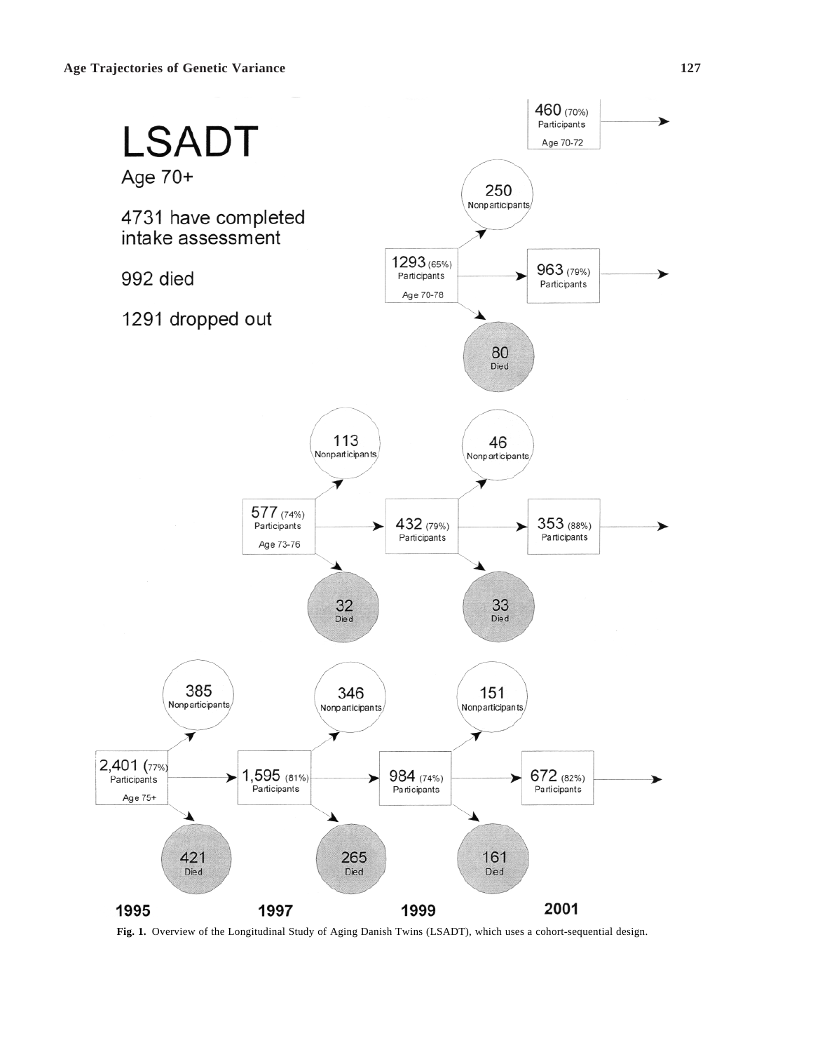# LSADT

Age 70+

4731 have completed intake assessment

992 died

1291 dropped out

460 (70%) Participants Age 70-72

1293 (65%) Participants Age 70-78

250 Nonparticipants

963 (79%) Participants

80 Died

577 (74%) Participants Age 73-76

113 Nonparticipants

432 (79%) Participants

32 Died

46 Nonparticipants

353 (88%) Participants

33 Died

2,401 (77%) Participants Age 75+

385 Nonparticipants

1,595 (81%) Participants

421 Died

346 Nonparticipants

984 (74%) Participants

265 Died

151 Nonparticipants

672 (82%) Participants

161 Died

1995 1997 1999 2001

**Fig. 1.** Overview of the Longitudinal Study of Aging Danish Twins (LSADT), which uses a cohort-sequential design.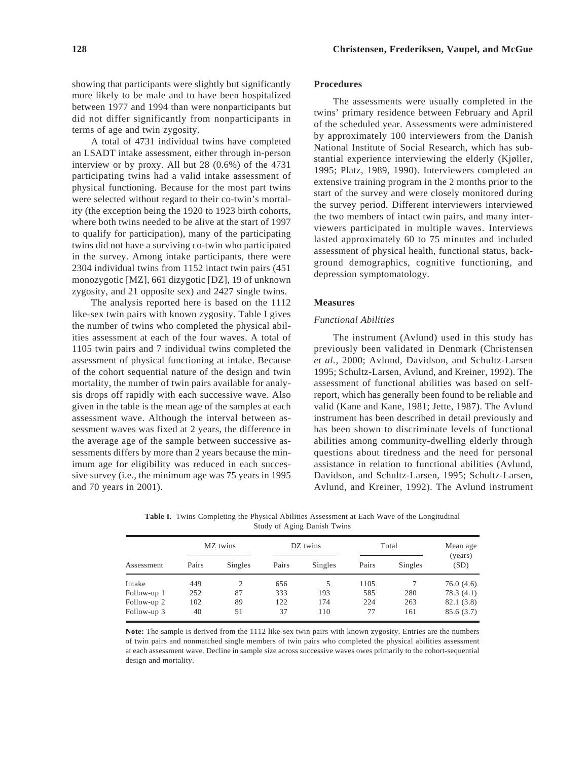showing that participants were slightly but significantly more likely to be male and to have been hospitalized between 1977 and 1994 than were nonparticipants but did not differ significantly from nonparticipants in terms of age and twin zygosity.

A total of 4731 individual twins have completed an LSADT intake assessment, either through in-person interview or by proxy. All but 28 (0.6%) of the 4731 participating twins had a valid intake assessment of physical functioning. Because for the most part twins were selected without regard to their co-twin's mortality (the exception being the 1920 to 1923 birth cohorts, where both twins needed to be alive at the start of 1997 to qualify for participation), many of the participating twins did not have a surviving co-twin who participated in the survey. Among intake participants, there were 2304 individual twins from 1152 intact twin pairs (451 monozygotic [MZ], 661 dizygotic [DZ], 19 of unknown zygosity, and 21 opposite sex) and 2427 single twins.

The analysis reported here is based on the 1112 like-sex twin pairs with known zygosity. Table I gives the number of twins who completed the physical abilities assessment at each of the four waves. A total of 1105 twin pairs and 7 individual twins completed the assessment of physical functioning at intake. Because of the cohort sequential nature of the design and twin mortality, the number of twin pairs available for analysis drops off rapidly with each successive wave. Also given in the table is the mean age of the samples at each assessment wave. Although the interval between assessment waves was fixed at 2 years, the difference in the average age of the sample between successive assessments differs by more than 2 years because the minimum age for eligibility was reduced in each successive survey (i.e., the minimum age was 75 years in 1995 and 70 years in 2001).

### Procedures

The assessments were usually completed in the twins' primary residence between February and April of the scheduled year. Assessments were administered by approximately 100 interviewers from the Danish National Institute of Social Research, which has substantial experience interviewing the elderly (Kjøller, 1995; Platz, 1989, 1990). Interviewers completed an extensive training program in the 2 months prior to the start of the survey and were closely monitored during the survey period. Different interviewers interviewed the two members of intact twin pairs, and many interviewers participated in multiple waves. Interviews lasted approximately 60 to 75 minutes and included assessment of physical health, functional status, background demographics, cognitive functioning, and depression symptomatology.

### Measures

#### *Functional Abilities*

The instrument (Avlund) used in this study has previously been validated in Denmark (Christensen *et al.,* 2000; Avlund, Davidson, and Schultz-Larsen 1995; Schultz-Larsen, Avlund, and Kreiner, 1992). The assessment of functional abilities was based on self-report, which has generally been found to be reliable and valid (Kane and Kane, 1981; Jette, 1987). The Avlund instrument has been described in detail previously and has been shown to discriminate levels of functional abilities among community-dwelling elderly through questions about tiredness and the need for personal assistance in relation to functional abilities (Avlund, Davidson, and Schultz-Larsen, 1995; Schultz-Larsen, Avlund, and Kreiner, 1992). The Avlund instrument

**Table I.** Twins Completing the Physical Abilities Assessment at Each Wave of the Longitudinal Study of Aging Danish Twins

| | MZ twins | | DZ twins | | Total | | Mean age (years) |
|---|---|---|---|---|---|---|---|
| Assessment | Pairs | Singles | Pairs | Singles | Pairs | Singles | (SD) |
| Intake | 449 | 2 | 656 | 5 | 1105 | 7 | 76.0 (4.6) |
| Follow-up 1 | 252 | 87 | 333 | 193 | 585 | 280 | 78.3 (4.1) |
| Follow-up 2 | 102 | 89 | 122 | 174 | 224 | 263 | 82.1 (3.8) |
| Follow-up 3 | 40 | 51 | 37 | 110 | 77 | 161 | 85.6 (3.7) |

**Note:** The sample is derived from the 1112 like-sex twin pairs with known zygosity. Entries are the numbers of twin pairs and nonmatched single members of twin pairs who completed the physical abilities assessment at each assessment wave. Decline in sample size across successive waves owes primarily to the cohort-sequential design and mortality.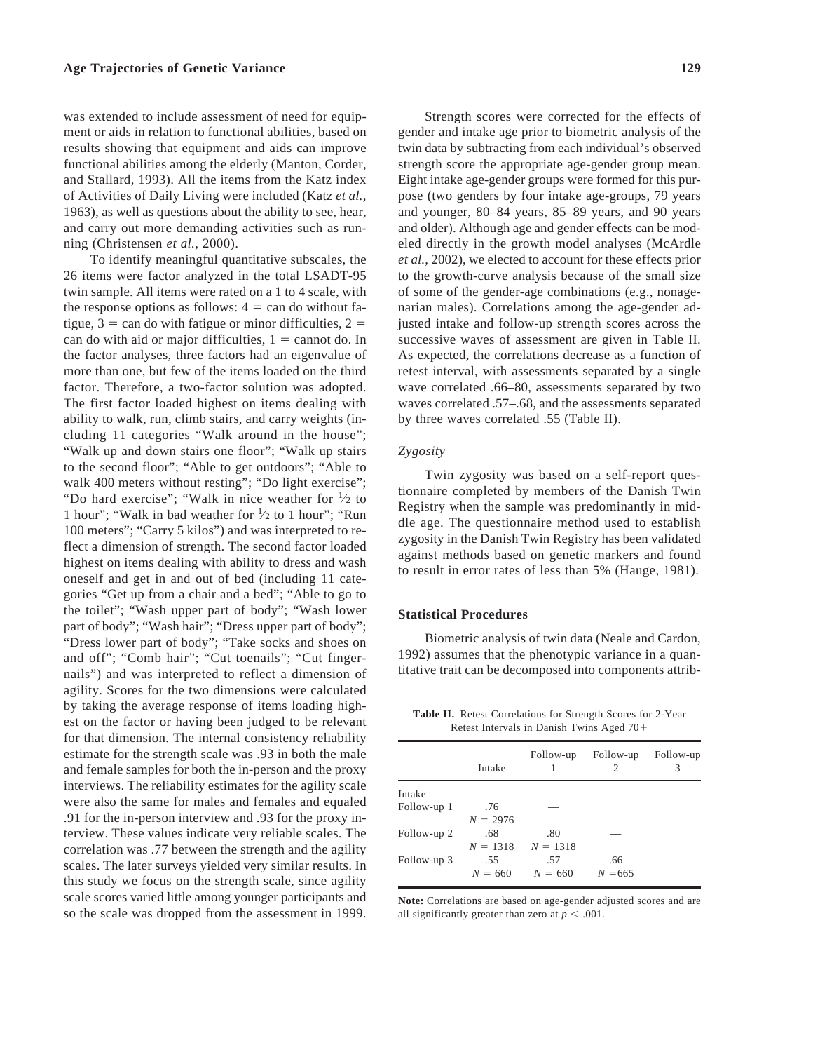was extended to include assessment of need for equipment or aids in relation to functional abilities, based on results showing that equipment and aids can improve functional abilities among the elderly (Manton, Corder, and Stallard, 1993). All the items from the Katz index of Activities of Daily Living were included (Katz *et al.*, 1963), as well as questions about the ability to see, hear, and carry out more demanding activities such as running (Christensen *et al.*, 2000).

To identify meaningful quantitative subscales, the 26 items were factor analyzed in the total LSADT-95 twin sample. All items were rated on a 1 to 4 scale, with the response options as follows: 4 = can do without fatigue, 3 = can do with fatigue or minor difficulties, 2 = can do with aid or major difficulties, 1 = cannot do. In the factor analyses, three factors had an eigenvalue of more than one, but few of the items loaded on the third factor. Therefore, a two-factor solution was adopted. The first factor loaded highest on items dealing with ability to walk, run, climb stairs, and carry weights (including 11 categories "Walk around in the house"; "Walk up and down stairs one floor"; "Walk up stairs to the second floor"; "Able to get outdoors"; "Able to walk 400 meters without resting"; "Do light exercise"; "Do hard exercise"; "Walk in nice weather for ½ to 1 hour"; "Walk in bad weather for ½ to 1 hour"; "Run 100 meters"; "Carry 5 kilos") and was interpreted to reflect a dimension of strength. The second factor loaded highest on items dealing with ability to dress and wash oneself and get in and out of bed (including 11 categories "Get up from a chair and a bed"; "Able to go to the toilet"; "Wash upper part of body"; "Wash lower part of body"; "Wash hair"; "Dress upper part of body"; "Dress lower part of body"; "Take socks and shoes on and off"; "Comb hair"; "Cut toenails"; "Cut fingernails") and was interpreted to reflect a dimension of agility. Scores for the two dimensions were calculated by taking the average response of items loading highest on the factor or having been judged to be relevant for that dimension. The internal consistency reliability estimate for the strength scale was .93 in both the male and female samples for both the in-person and the proxy interviews. The reliability estimates for the agility scale were also the same for males and females and equaled .91 for the in-person interview and .93 for the proxy interview. These values indicate very reliable scales. The correlation was .77 between the strength and the agility scales. The later surveys yielded very similar results. In this study we focus on the strength scale, since agility scale scores varied little among younger participants and so the scale was dropped from the assessment in 1999.

Strength scores were corrected for the effects of gender and intake age prior to biometric analysis of the twin data by subtracting from each individual's observed strength score the appropriate age-gender group mean. Eight intake age-gender groups were formed for this purpose (two genders by four intake age-groups, 79 years and younger, 80–84 years, 85–89 years, and 90 years and older). Although age and gender effects can be modeled directly in the growth model analyses (McArdle *et al.,* 2002), we elected to account for these effects prior to the growth-curve analysis because of the small size of some of the gender-age combinations (e.g., nonagenarian males). Correlations among the age-gender adjusted intake and follow-up strength scores across the successive waves of assessment are given in Table II. As expected, the correlations decrease as a function of retest interval, with assessments separated by a single wave correlated .66–80, assessments separated by two waves correlated .57–.68, and the assessments separated by three waves correlated .55 (Table II).

*Zygosity*

Twin zygosity was based on a self-report questionnaire completed by members of the Danish Twin Registry when the sample was predominantly in middle age. The questionnaire method used to establish zygosity in the Danish Twin Registry has been validated against methods based on genetic markers and found to result in error rates of less than 5% (Hauge, 1981).

### Statistical Procedures

Biometric analysis of twin data (Neale and Cardon, 1992) assumes that the phenotypic variance in a quantitative trait can be decomposed into components attrib-

**Table II.** Retest Correlations for Strength Scores for 2-Year Retest Intervals in Danish Twins Aged 70+

| | Intake | Follow-up 1 | Follow-up 2 | Follow-up 3 |
|---|---|---|---|---|
| Intake | — | | | |
| Follow-up 1 | .76 $N = 2976$ | — | | |
| Follow-up 2 | .68 $N = 1318$ | .80 $N = 1318$ | — | |
| Follow-up 3 | .55 $N = 660$ | .57 $N = 660$ | .66 $N = 665$ | — |

**Note:** Correlations are based on age-gender adjusted scores and are all significantly greater than zero at $p < .001$.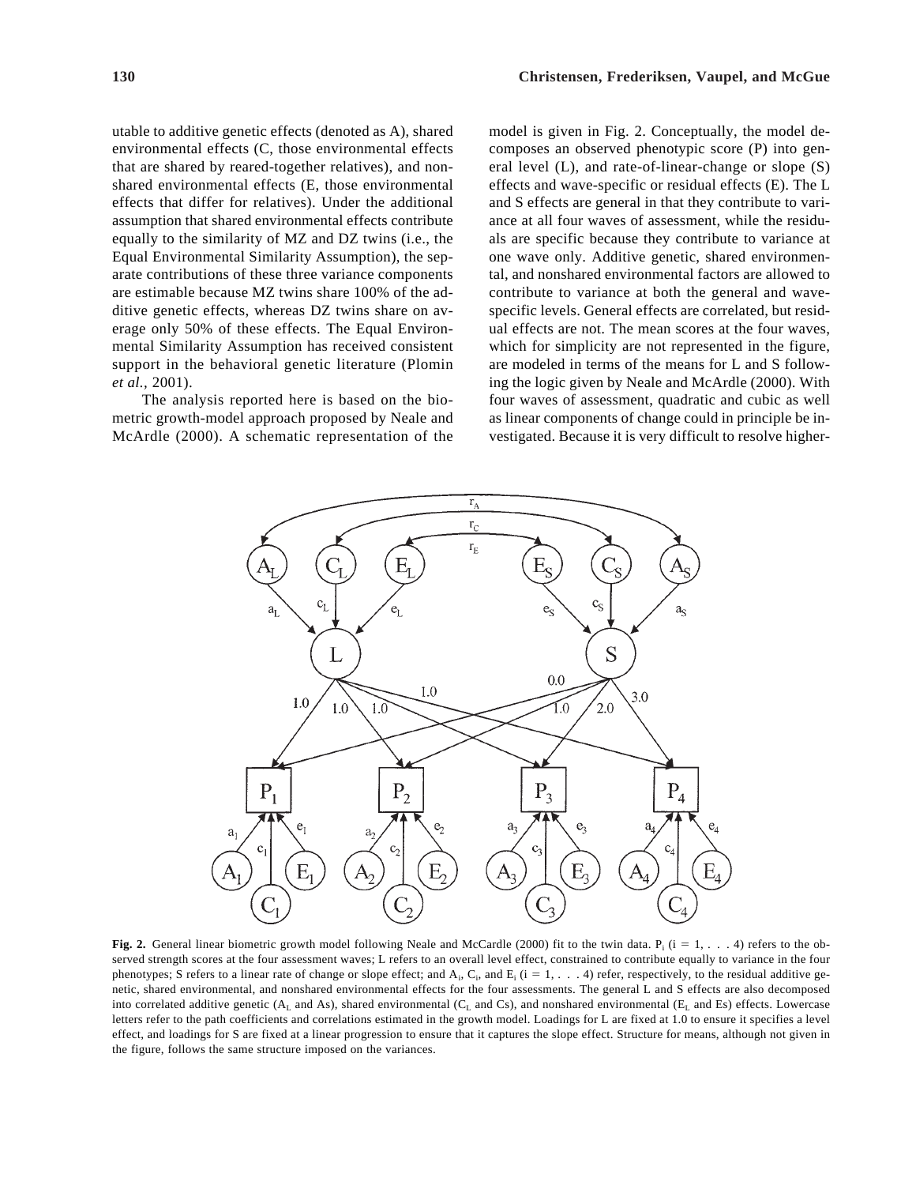utable to additive genetic effects (denoted as A), shared environmental effects (C, those environmental effects that are shared by reared-together relatives), and nonshared environmental effects (E, those environmental effects that differ for relatives). Under the additional assumption that shared environmental effects contribute equally to the similarity of MZ and DZ twins (i.e., the Equal Environmental Similarity Assumption), the separate contributions of these three variance components are estimable because MZ twins share 100% of the additive genetic effects, whereas DZ twins share on average only 50% of these effects. The Equal Environmental Similarity Assumption has received consistent support in the behavioral genetic literature (Plomin *et al.*, 2001).

The analysis reported here is based on the biometric growth-model approach proposed by Neale and McArdle (2000). A schematic representation of the model is given in Fig. 2. Conceptually, the model decomposes an observed phenotypic score (P) into general level (L), and rate-of-linear-change or slope (S) effects and wave-specific or residual effects (E). The L and S effects are general in that they contribute to variance at all four waves of assessment, while the residuals are specific because they contribute to variance at one wave only. Additive genetic, shared environmental, and nonshared environmental factors are allowed to contribute to variance at both the general and wave-specific levels. General effects are correlated, but residual effects are not. The mean scores at the four waves, which for simplicity are not represented in the figure, are modeled in terms of the means for L and S following the logic given by Neale and McArdle (2000). With four waves of assessment, quadratic and cubic as well as linear components of change could in principle be investigated. Because it is very difficult to resolve higher-

**Fig. 2.** General linear biometric growth model following Neale and McCardle (2000) fit to the twin data. $P_i$ (i = 1, . . . 4) refers to the observed strength scores at the four assessment waves; L refers to an overall level effect, constrained to contribute equally to variance in the four phenotypes; S refers to a linear rate of change or slope effect; and $A_i$, $C_i$, and $E_i$ (i = 1, . . . 4) refer, respectively, to the residual additive genetic, shared environmental, and nonshared environmental effects for the four assessments. The general L and S effects are also decomposed into correlated additive genetic ($A_L$ and As), shared environmental ($C_L$ and Cs), and nonshared environmental ($E_L$ and Es) effects. Lowercase letters refer to the path coefficients and correlations estimated in the growth model. Loadings for L are fixed at 1.0 to ensure it specifies a level effect, and loadings for S are fixed at a linear progression to ensure that it captures the slope effect. Structure for means, although not given in the figure, follows the same structure imposed on the variances.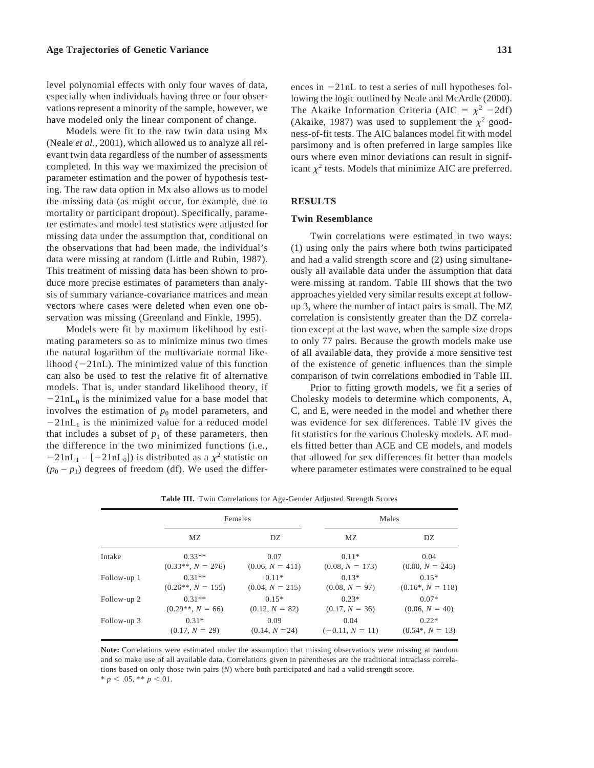level polynomial effects with only four waves of data, especially when individuals having three or four observations represent a minority of the sample, however, we have modeled only the linear component of change.

Models were fit to the raw twin data using Mx (Neale *et al.*, 2001), which allowed us to analyze all relevant twin data regardless of the number of assessments completed. In this way we maximized the precision of parameter estimation and the power of hypothesis testing. The raw data option in Mx also allows us to model the missing data (as might occur, for example, due to mortality or participant dropout). Specifically, parameter estimates and model test statistics were adjusted for missing data under the assumption that, conditional on the observations that had been made, the individual's data were missing at random (Little and Rubin, 1987). This treatment of missing data has been shown to produce more precise estimates of parameters than analysis of summary variance-covariance matrices and mean vectors where cases were deleted when even one observation was missing (Greenland and Finkle, 1995).

Models were fit by maximum likelihood by estimating parameters so as to minimize minus two times the natural logarithm of the multivariate normal likelihood ($-21\text{nL}$). The minimized value of this function can also be used to test the relative fit of alternative models. That is, under standard likelihood theory, if $-21\text{nL}_0$ is the minimized value for a base model that involves the estimation of $p_0$ model parameters, and $-21\text{nL}_1$ is the minimized value for a reduced model that includes a subset of $p_1$ of these parameters, then the difference in the two minimized functions (i.e., $-21\text{nL}_1 - [-21\text{nL}_0]$) is distributed as a $\chi^2$ statistic on $(p_0 - p_1)$ degrees of freedom (df). We used the differences in $-21\text{nL}$ to test a series of null hypotheses following the logic outlined by Neale and McArdle (2000). The Akaike Information Criteria (AIC $= \chi^2 - 2\text{df}$) (Akaike, 1987) was used to supplement the $\chi^2$ goodness-of-fit tests. The AIC balances model fit with model parsimony and is often preferred in large samples like ours where even minor deviations can result in significant $\chi^2$ tests. Models that minimize AIC are preferred.

## RESULTS

### Twin Resemblance

Twin correlations were estimated in two ways: (1) using only the pairs where both twins participated and had a valid strength score and (2) using simultaneously all available data under the assumption that data were missing at random. Table III shows that the two approaches yielded very similar results except at follow-up 3, where the number of intact pairs is small. The MZ correlation is consistently greater than the DZ correlation except at the last wave, when the sample size drops to only 77 pairs. Because the growth models make use of all available data, they provide a more sensitive test of the existence of genetic influences than the simple comparison of twin correlations embodied in Table III.

Prior to fitting growth models, we fit a series of Cholesky models to determine which components, A, C, and E, were needed in the model and whether there was evidence for sex differences. Table IV gives the fit statistics for the various Cholesky models. AE models fitted better than ACE and CE models, and models that allowed for sex differences fit better than models where parameter estimates were constrained to be equal

**Table III.** Twin Correlations for Age-Gender Adjusted Strength Scores

| | Females | | Males | |
|---|---|---|---|---|
| | MZ | DZ | MZ | DZ |
| Intake | 0.33** (0.33**, $N$ = 276) | 0.07 (0.06, $N$ = 411) | 0.11* (0.08, $N$ = 173) | 0.04 (0.00, $N$ = 245) |
| Follow-up 1 | 0.31** (0.26**, $N$ = 155) | 0.11* (0.04, $N$ = 215) | 0.13* (0.08, $N$ = 97) | 0.15* (0.16*, $N$ = 118) |
| Follow-up 2 | 0.31** (0.29**, $N$ = 66) | 0.15* (0.12, $N$ = 82) | 0.23* (0.17, $N$ = 36) | 0.07* (0.06, $N$ = 40) |
| Follow-up 3 | 0.31* (0.17, $N$ = 29) | 0.09 (0.14, $N$ =24) | 0.04 (−0.11, $N$ = 11) | 0.22* (0.54*, $N$ = 13) |

**Note:** Correlations were estimated under the assumption that missing observations were missing at random and so make use of all available data. Correlations given in parentheses are the traditional intraclass correlations based on only those twin pairs ($N$) where both participated and had a valid strength score.
* $p < .05$, ** $p < .01$.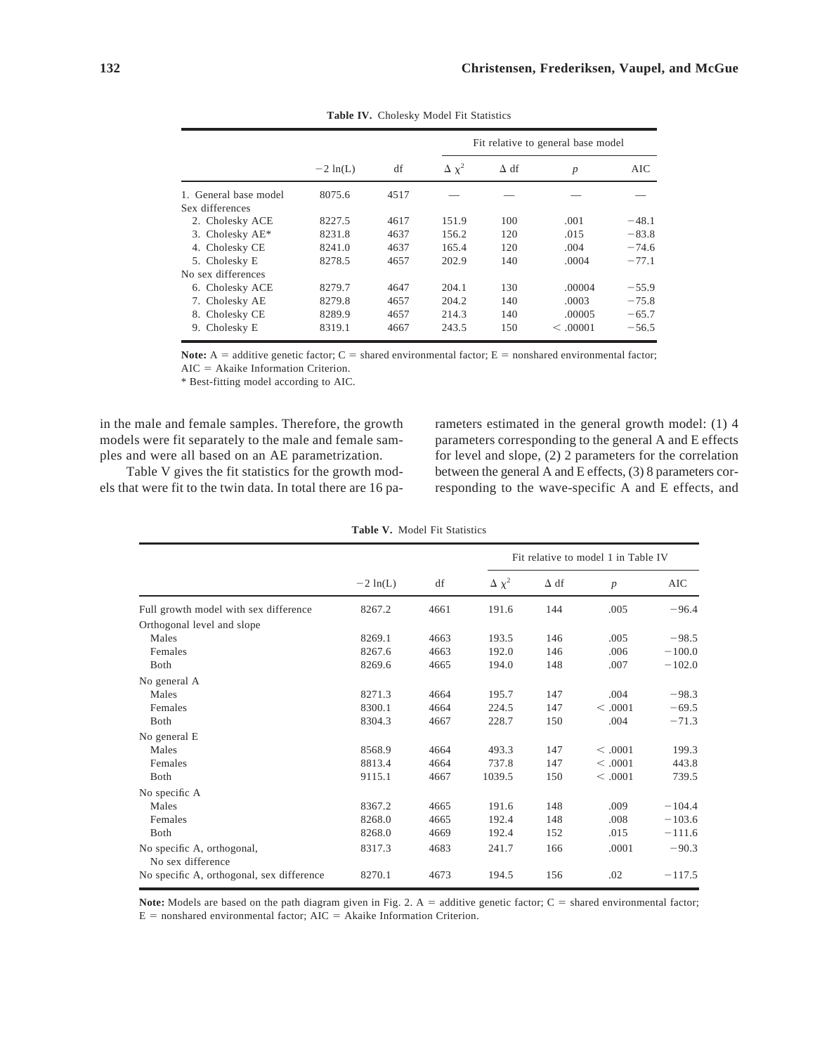**Table IV.** Cholesky Model Fit Statistics

| | $-2\ln(L)$ | df | Fit relative to general base model | | | |
|---|---|---|---|---|---|---|
| | | | $\Delta\chi^2$ | $\Delta$ df | $p$ | AIC |
| 1. General base model | 8075.6 | 4517 | — | — | — | — |
| Sex differences | | | | | | |
| 2. Cholesky ACE | 8227.5 | 4617 | 151.9 | 100 | .001 | −48.1 |
| 3. Cholesky AE* | 8231.8 | 4637 | 156.2 | 120 | .015 | −83.8 |
| 4. Cholesky CE | 8241.0 | 4637 | 165.4 | 120 | .004 | −74.6 |
| 5. Cholesky E | 8278.5 | 4657 | 202.9 | 140 | .0004 | −77.1 |
| No sex differences | | | | | | |
| 6. Cholesky ACE | 8279.7 | 4647 | 204.1 | 130 | .00004 | −55.9 |
| 7. Cholesky AE | 8279.8 | 4657 | 204.2 | 140 | .0003 | −75.8 |
| 8. Cholesky CE | 8289.9 | 4657 | 214.3 | 140 | .00005 | −65.7 |
| 9. Cholesky E | 8319.1 | 4667 | 243.5 | 150 | < .00001 | −56.5 |

**Note:** A = additive genetic factor; C = shared environmental factor; E = nonshared environmental factor; AIC = Akaike Information Criterion.
* Best-fitting model according to AIC.

in the male and female samples. Therefore, the growth models were fit separately to the male and female samples and were all based on an AE parametrization.

Table V gives the fit statistics for the growth models that were fit to the twin data. In total there are 16 parameters estimated in the general growth model: (1) 4 parameters corresponding to the general A and E effects for level and slope, (2) 2 parameters for the correlation between the general A and E effects, (3) 8 parameters corresponding to the wave-specific A and E effects, and

**Table V.** Model Fit Statistics

| | $-2\ln(L)$ | df | Fit relative to model 1 in Table IV | | | |
|---|---|---|---|---|---|---|
| | | | $\Delta\chi^2$ | $\Delta$ df | $p$ | AIC |
| Full growth model with sex difference | 8267.2 | 4661 | 191.6 | 144 | .005 | −96.4 |
| Orthogonal level and slope | | | | | | |
| Males | 8269.1 | 4663 | 193.5 | 146 | .005 | −98.5 |
| Females | 8267.6 | 4663 | 192.0 | 146 | .006 | −100.0 |
| Both | 8269.6 | 4665 | 194.0 | 148 | .007 | −102.0 |
| No general A | | | | | | |
| Males | 8271.3 | 4664 | 195.7 | 147 | .004 | −98.3 |
| Females | 8300.1 | 4664 | 224.5 | 147 | < .0001 | −69.5 |
| Both | 8304.3 | 4667 | 228.7 | 150 | .004 | −71.3 |
| No general E | | | | | | |
| Males | 8568.9 | 4664 | 493.3 | 147 | < .0001 | 199.3 |
| Females | 8813.4 | 4664 | 737.8 | 147 | < .0001 | 443.8 |
| Both | 9115.1 | 4667 | 1039.5 | 150 | < .0001 | 739.5 |
| No specific A | | | | | | |
| Males | 8367.2 | 4665 | 191.6 | 148 | .009 | −104.4 |
| Females | 8268.0 | 4665 | 192.4 | 148 | .008 | −103.6 |
| Both | 8268.0 | 4669 | 192.4 | 152 | .015 | −111.6 |
| No specific A, orthogonal, No sex difference | 8317.3 | 4683 | 241.7 | 166 | .0001 | −90.3 |
| No specific A, orthogonal, sex difference | 8270.1 | 4673 | 194.5 | 156 | .02 | −117.5 |

**Note:** Models are based on the path diagram given in Fig. 2. A = additive genetic factor; C = shared environmental factor; E = nonshared environmental factor; AIC = Akaike Information Criterion.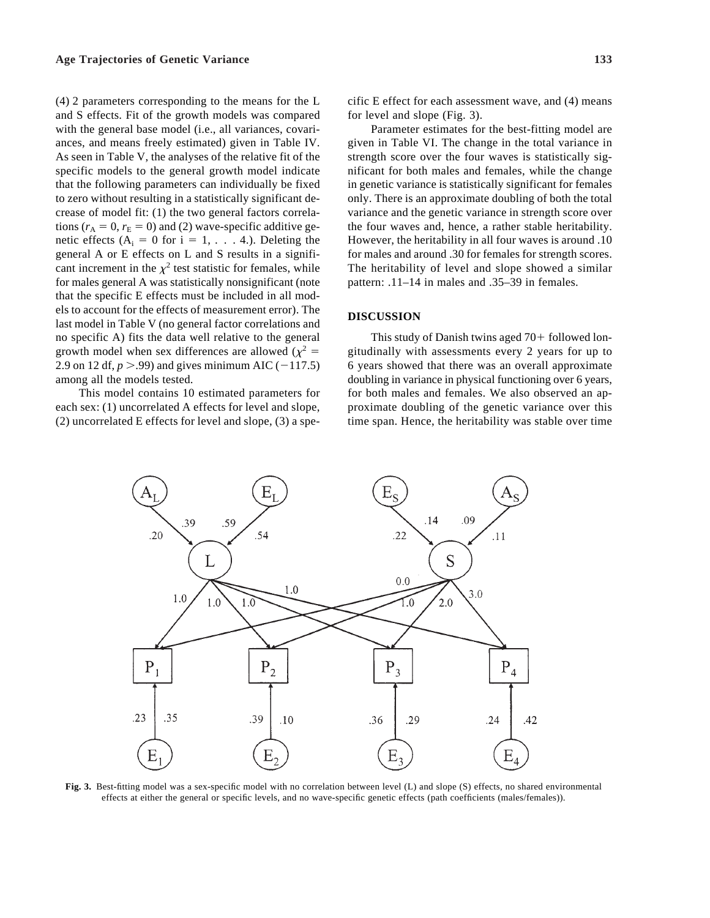(4) 2 parameters corresponding to the means for the L and S effects. Fit of the growth models was compared with the general base model (i.e., all variances, covariances, and means freely estimated) given in Table IV. As seen in Table V, the analyses of the relative fit of the specific models to the general growth model indicate that the following parameters can individually be fixed to zero without resulting in a statistically significant decrease of model fit: (1) the two general factors correlations ($r_A = 0$, $r_E = 0$) and (2) wave-specific additive genetic effects ($A_i = 0$ for i = 1, . . . 4.). Deleting the general A or E effects on L and S results in a significant increment in the $\chi^2$ test statistic for females, while for males general A was statistically nonsignificant (note that the specific E effects must be included in all models to account for the effects of measurement error). The last model in Table V (no general factor correlations and no specific A) fits the data well relative to the general growth model when sex differences are allowed ($\chi^2 =$ 2.9 on 12 df, $p > .99$) and gives minimum AIC (−117.5) among all the models tested.

This model contains 10 estimated parameters for each sex: (1) uncorrelated A effects for level and slope, (2) uncorrelated E effects for level and slope, (3) a specific E effect for each assessment wave, and (4) means for level and slope (Fig. 3).

Parameter estimates for the best-fitting model are given in Table VI. The change in the total variance in strength score over the four waves is statistically significant for both males and females, while the change in genetic variance is statistically significant for females only. There is an approximate doubling of both the total variance and the genetic variance in strength score over the four waves and, hence, a rather stable heritability. However, the heritability in all four waves is around .10 for males and around .30 for females for strength scores. The heritability of level and slope showed a similar pattern: .11–14 in males and .35–39 in females.

## DISCUSSION

This study of Danish twins aged 70+ followed longitudinally with assessments every 2 years for up to 6 years showed that there was an overall approximate doubling in variance in physical functioning over 6 years, for both males and females. We also observed an approximate doubling of the genetic variance over this time span. Hence, the heritability was stable over time

**Fig. 3.** Best-fitting model was a sex-specific model with no correlation between level (L) and slope (S) effects, no shared environmental effects at either the general or specific levels, and no wave-specific genetic effects (path coefficients (males/females)).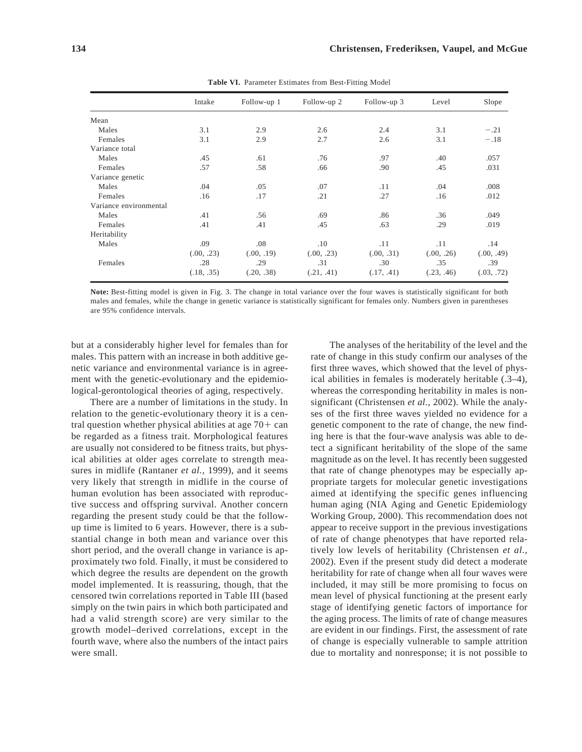**Table VI.** Parameter Estimates from Best-Fitting Model

| | Intake | Follow-up 1 | Follow-up 2 | Follow-up 3 | Level | Slope |
|---|---|---|---|---|---|---|
| Mean | | | | | | |
| Males | 3.1 | 2.9 | 2.6 | 2.4 | 3.1 | −.21 |
| Females | 3.1 | 2.9 | 2.7 | 2.6 | 3.1 | −.18 |
| Variance total | | | | | | |
| Males | .45 | .61 | .76 | .97 | .40 | .057 |
| Females | .57 | .58 | .66 | .90 | .45 | .031 |
| Variance genetic | | | | | | |
| Males | .04 | .05 | .07 | .11 | .04 | .008 |
| Females | .16 | .17 | .21 | .27 | .16 | .012 |
| Variance environmental | | | | | | |
| Males | .41 | .56 | .69 | .86 | .36 | .049 |
| Females | .41 | .41 | .45 | .63 | .29 | .019 |
| Heritability | | | | | | |
| Males | .09 | .08 | .10 | .11 | .11 | .14 |
| | (.00, .23) | (.00, .19) | (.00, .23) | (.00, .31) | (.00, .26) | (.00, .49) |
| Females | .28 | .29 | .31 | .30 | .35 | .39 |
| | (.18, .35) | (.20, .38) | (.21, .41) | (.17, .41) | (.23, .46) | (.03, .72) |

**Note:** Best-fitting model is given in Fig. 3. The change in total variance over the four waves is statistically significant for both males and females, while the change in genetic variance is statistically significant for females only. Numbers given in parentheses are 95% confidence intervals.

but at a considerably higher level for females than for males. This pattern with an increase in both additive genetic variance and environmental variance is in agreement with the genetic-evolutionary and the epidemiological-gerontological theories of aging, respectively.

There are a number of limitations in the study. In relation to the genetic-evolutionary theory it is a central question whether physical abilities at age 70+ can be regarded as a fitness trait. Morphological features are usually not considered to be fitness traits, but physical abilities at older ages correlate to strength measures in midlife (Rantaner *et al.,* 1999), and it seems very likely that strength in midlife in the course of human evolution has been associated with reproductive success and offspring survival. Another concern regarding the present study could be that the follow-up time is limited to 6 years. However, there is a substantial change in both mean and variance over this short period, and the overall change in variance is approximately two fold. Finally, it must be considered to which degree the results are dependent on the growth model implemented. It is reassuring, though, that the censored twin correlations reported in Table III (based simply on the twin pairs in which both participated and had a valid strength score) are very similar to the growth model–derived correlations, except in the fourth wave, where also the numbers of the intact pairs were small.

The analyses of the heritability of the level and the rate of change in this study confirm our analyses of the first three waves, which showed that the level of physical abilities in females is moderately heritable (.3–4), whereas the corresponding heritability in males is nonsignificant (Christensen *et al.,* 2002). While the analyses of the first three waves yielded no evidence for a genetic component to the rate of change, the new finding here is that the four-wave analysis was able to detect a significant heritability of the slope of the same magnitude as on the level. It has recently been suggested that rate of change phenotypes may be especially appropriate targets for molecular genetic investigations aimed at identifying the specific genes influencing human aging (NIA Aging and Genetic Epidemiology Working Group, 2000). This recommendation does not appear to receive support in the previous investigations of rate of change phenotypes that have reported relatively low levels of heritability (Christensen *et al.,* 2002). Even if the present study did detect a moderate heritability for rate of change when all four waves were included, it may still be more promising to focus on mean level of physical functioning at the present early stage of identifying genetic factors of importance for the aging process. The limits of rate of change measures are evident in our findings. First, the assessment of rate of change is especially vulnerable to sample attrition due to mortality and nonresponse; it is not possible to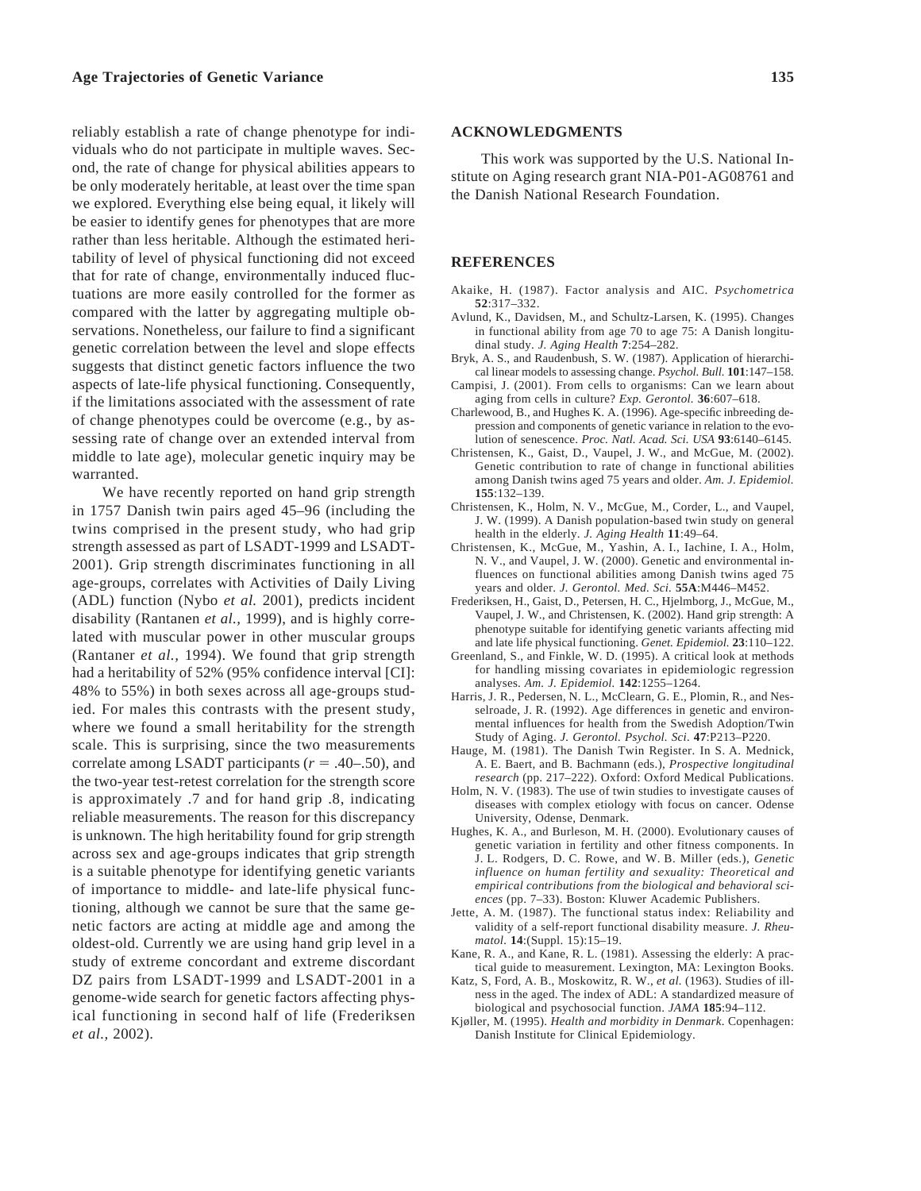reliably establish a rate of change phenotype for individuals who do not participate in multiple waves. Second, the rate of change for physical abilities appears to be only moderately heritable, at least over the time span we explored. Everything else being equal, it likely will be easier to identify genes for phenotypes that are more rather than less heritable. Although the estimated heritability of level of physical functioning did not exceed that for rate of change, environmentally induced fluctuations are more easily controlled for the former as compared with the latter by aggregating multiple observations. Nonetheless, our failure to find a significant genetic correlation between the level and slope effects suggests that distinct genetic factors influence the two aspects of late-life physical functioning. Consequently, if the limitations associated with the assessment of rate of change phenotypes could be overcome (e.g., by assessing rate of change over an extended interval from middle to late age), molecular genetic inquiry may be warranted.

We have recently reported on hand grip strength in 1757 Danish twin pairs aged 45–96 (including the twins comprised in the present study, who had grip strength assessed as part of LSADT-1999 and LSADT-2001). Grip strength discriminates functioning in all age-groups, correlates with Activities of Daily Living (ADL) function (Nybo *et al.* 2001), predicts incident disability (Rantanen *et al.,* 1999), and is highly correlated with muscular power in other muscular groups (Rantaner *et al.,* 1994). We found that grip strength had a heritability of 52% (95% confidence interval [CI]: 48% to 55%) in both sexes across all age-groups studied. For males this contrasts with the present study, where we found a small heritability for the strength scale. This is surprising, since the two measurements correlate among LSADT participants ($r = .40$–$.50$), and the two-year test-retest correlation for the strength score is approximately .7 and for hand grip .8, indicating reliable measurements. The reason for this discrepancy is unknown. The high heritability found for grip strength across sex and age-groups indicates that grip strength is a suitable phenotype for identifying genetic variants of importance to middle- and late-life physical functioning, although we cannot be sure that the same genetic factors are acting at middle age and among the oldest-old. Currently we are using hand grip level in a study of extreme concordant and extreme discordant DZ pairs from LSADT-1999 and LSADT-2001 in a genome-wide search for genetic factors affecting physical functioning in second half of life (Frederiksen *et al.,* 2002).

## ACKNOWLEDGMENTS

This work was supported by the U.S. National Institute on Aging research grant NIA-P01-AG08761 and the Danish National Research Foundation.

## REFERENCES

Akaike, H. (1987). Factor analysis and AIC. *Psychometrica* **52**:317–332.

Avlund, K., Davidsen, M., and Schultz-Larsen, K. (1995). Changes in functional ability from age 70 to age 75: A Danish longitudinal study. *J. Aging Health* **7**:254–282.

Bryk, A. S., and Raudenbush, S. W. (1987). Application of hierarchical linear models to assessing change. *Psychol. Bull.* **101**:147–158.

Campisi, J. (2001). From cells to organisms: Can we learn about aging from cells in culture? *Exp. Gerontol.* **36**:607–618.

Charlewood, B., and Hughes K. A. (1996). Age-specific inbreeding depression and components of genetic variance in relation to the evolution of senescence. *Proc. Natl. Acad. Sci. USA* **93**:6140–6145.

Christensen, K., Gaist, D., Vaupel, J. W., and McGue, M. (2002). Genetic contribution to rate of change in functional abilities among Danish twins aged 75 years and older. *Am. J. Epidemiol.* **155**:132–139.

Christensen, K., Holm, N. V., McGue, M., Corder, L., and Vaupel, J. W. (1999). A Danish population-based twin study on general health in the elderly. *J. Aging Health* **11**:49–64.

Christensen, K., McGue, M., Yashin, A. I., Iachine, I. A., Holm, N. V., and Vaupel, J. W. (2000). Genetic and environmental influences on functional abilities among Danish twins aged 75 years and older. *J. Gerontol. Med. Sci.* **55A**:M446–M452.

Frederiksen, H., Gaist, D., Petersen, H. C., Hjelmborg, J., McGue, M., Vaupel, J. W., and Christensen, K. (2002). Hand grip strength: A phenotype suitable for identifying genetic variants affecting mid and late life physical functioning. *Genet. Epidemiol.* **23**:110–122.

Greenland, S., and Finkle, W. D. (1995). A critical look at methods for handling missing covariates in epidemiologic regression analyses. *Am. J. Epidemiol.* **142**:1255–1264.

Harris, J. R., Pedersen, N. L., McClearn, G. E., Plomin, R., and Nesselroade, J. R. (1992). Age differences in genetic and environmental influences for health from the Swedish Adoption/Twin Study of Aging. *J. Gerontol. Psychol. Sci.* **47**:P213–P220.

Hauge, M. (1981). The Danish Twin Register. In S. A. Mednick, A. E. Baert, and B. Bachmann (eds.), *Prospective longitudinal research* (pp. 217–222). Oxford: Oxford Medical Publications.

Holm, N. V. (1983). The use of twin studies to investigate causes of diseases with complex etiology with focus on cancer. Odense University, Odense, Denmark.

Hughes, K. A., and Burleson, M. H. (2000). Evolutionary causes of genetic variation in fertility and other fitness components. In J. L. Rodgers, D. C. Rowe, and W. B. Miller (eds.), *Genetic influence on human fertility and sexuality: Theoretical and empirical contributions from the biological and behavioral sciences* (pp. 7–33). Boston: Kluwer Academic Publishers.

Jette, A. M. (1987). The functional status index: Reliability and validity of a self-report functional disability measure. *J. Rheumatol.* **14**:(Suppl. 15):15–19.

Kane, R. A., and Kane, R. L. (1981). Assessing the elderly: A practical guide to measurement. Lexington, MA: Lexington Books.

Katz, S, Ford, A. B., Moskowitz, R. W., *et al.* (1963). Studies of illness in the aged. The index of ADL: A standardized measure of biological and psychosocial function. *JAMA* **185**:94–112.

Kjøller, M. (1995). *Health and morbidity in Denmark*. Copenhagen: Danish Institute for Clinical Epidemiology.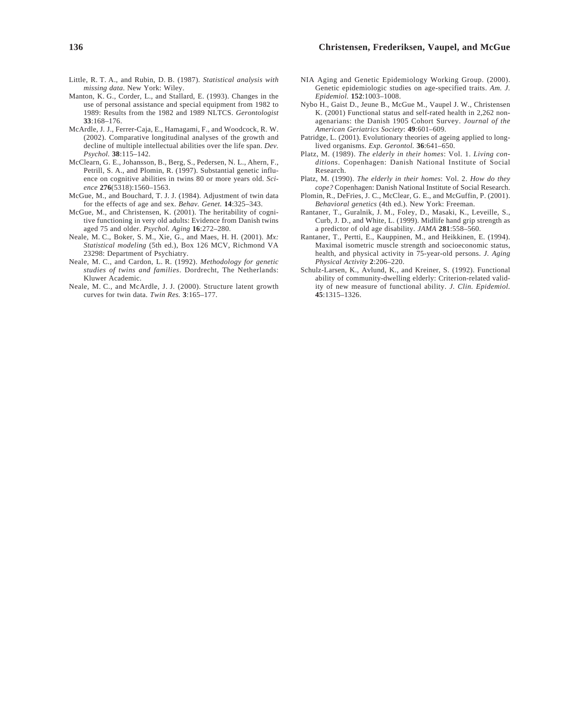Little, R. T. A., and Rubin, D. B. (1987). *Statistical analysis with missing data*. New York: Wiley.

Manton, K. G., Corder, L., and Stallard, E. (1993). Changes in the use of personal assistance and special equipment from 1982 to 1989: Results from the 1982 and 1989 NLTCS. *Gerontologist* **33**:168–176.

McArdle, J. J., Ferrer-Caja, E., Hamagami, F., and Woodcock, R. W. (2002). Comparative longitudinal analyses of the growth and decline of multiple intellectual abilities over the life span. *Dev. Psychol.* **38**:115–142.

McClearn, G. E., Johansson, B., Berg, S., Pedersen, N. L., Ahern, F., Petrill, S. A., and Plomin, R. (1997). Substantial genetic influence on cognitive abilities in twins 80 or more years old. *Science* **276**(5318):1560–1563.

McGue, M., and Bouchard, T. J. J. (1984). Adjustment of twin data for the effects of age and sex. *Behav. Genet.* **14**:325–343.

McGue, M., and Christensen, K. (2001). The heritability of cognitive functioning in very old adults: Evidence from Danish twins aged 75 and older. *Psychol. Aging* **16**:272–280.

Neale, M. C., Boker, S. M., Xie, G., and Maes, H. H. (2001). *Mx: Statistical modeling* (5th ed.), Box 126 MCV, Richmond VA 23298: Department of Psychiatry.

Neale, M. C., and Cardon, L. R. (1992). *Methodology for genetic studies of twins and families*. Dordrecht, The Netherlands: Kluwer Academic.

Neale, M. C., and McArdle, J. J. (2000). Structure latent growth curves for twin data. *Twin Res.* **3**:165–177.

NIA Aging and Genetic Epidemiology Working Group. (2000). Genetic epidemiologic studies on age-specified traits. *Am. J. Epidemiol.* **152**:1003–1008.

Nybo H., Gaist D., Jeune B., McGue M., Vaupel J. W., Christensen K. (2001) Functional status and self-rated health in 2,262 nonagenarians: the Danish 1905 Cohort Survey. *Journal of the American Geriatrics Society*: **49**:601–609.

Patridge, L. (2001). Evolutionary theories of ageing applied to long-lived organisms. *Exp. Gerontol.* **36**:641–650.

Platz, M. (1989). *The elderly in their homes*: Vol. 1. *Living conditions*. Copenhagen: Danish National Institute of Social Research.

Platz, M. (1990). *The elderly in their homes*: Vol. 2. *How do they cope?* Copenhagen: Danish National Institute of Social Research.

Plomin, R., DeFries, J. C., McClear, G. E., and McGuffin, P. (2001). *Behavioral genetics* (4th ed.). New York: Freeman.

Rantaner, T., Guralnik, J. M., Foley, D., Masaki, K., Leveille, S., Curb, J. D., and White, L. (1999). Midlife hand grip strength as a predictor of old age disability. *JAMA* **281**:558–560.

Rantaner, T., Pertti, E., Kauppinen, M., and Heikkinen, E. (1994). Maximal isometric muscle strength and socioeconomic status, health, and physical activity in 75-year-old persons. *J. Aging Physical Activity* **2**:206–220.

Schulz-Larsen, K., Avlund, K., and Kreiner, S. (1992). Functional ability of community-dwelling elderly: Criterion-related validity of new measure of functional ability. *J. Clin. Epidemiol.* **45**:1315–1326.